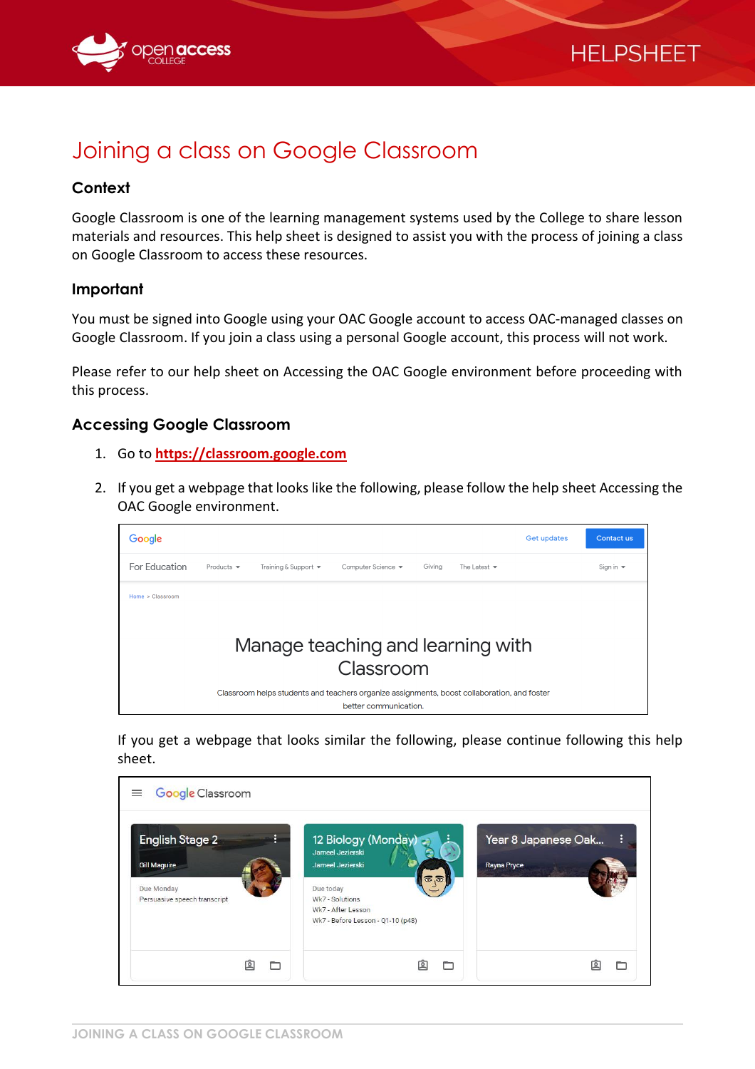# Joining a class on Google Classroom

## Context

Google Classroom is one of the learning management systems used by the College to share lesson materials and resources. This help sheet is designed to assist you with the process of joining a class on Google Classroom to access these resources.

## Important

You must be signed into Google using your OAC Google account to access OAC-managed classes on Google Classroom. If you join a class using a personal Google account, this process will not work.

Please refer to our help sheet on Accessing the OAC Google environment before proceeding with this process.

## Accessing Google Classroom

1. Go to **https://classroom.google.com**
2. If you get a webpage that looks like the following, please follow the help sheet Accessing the OAC Google environment.

   If you get a webpage that looks similar the following, please continue following this help sheet.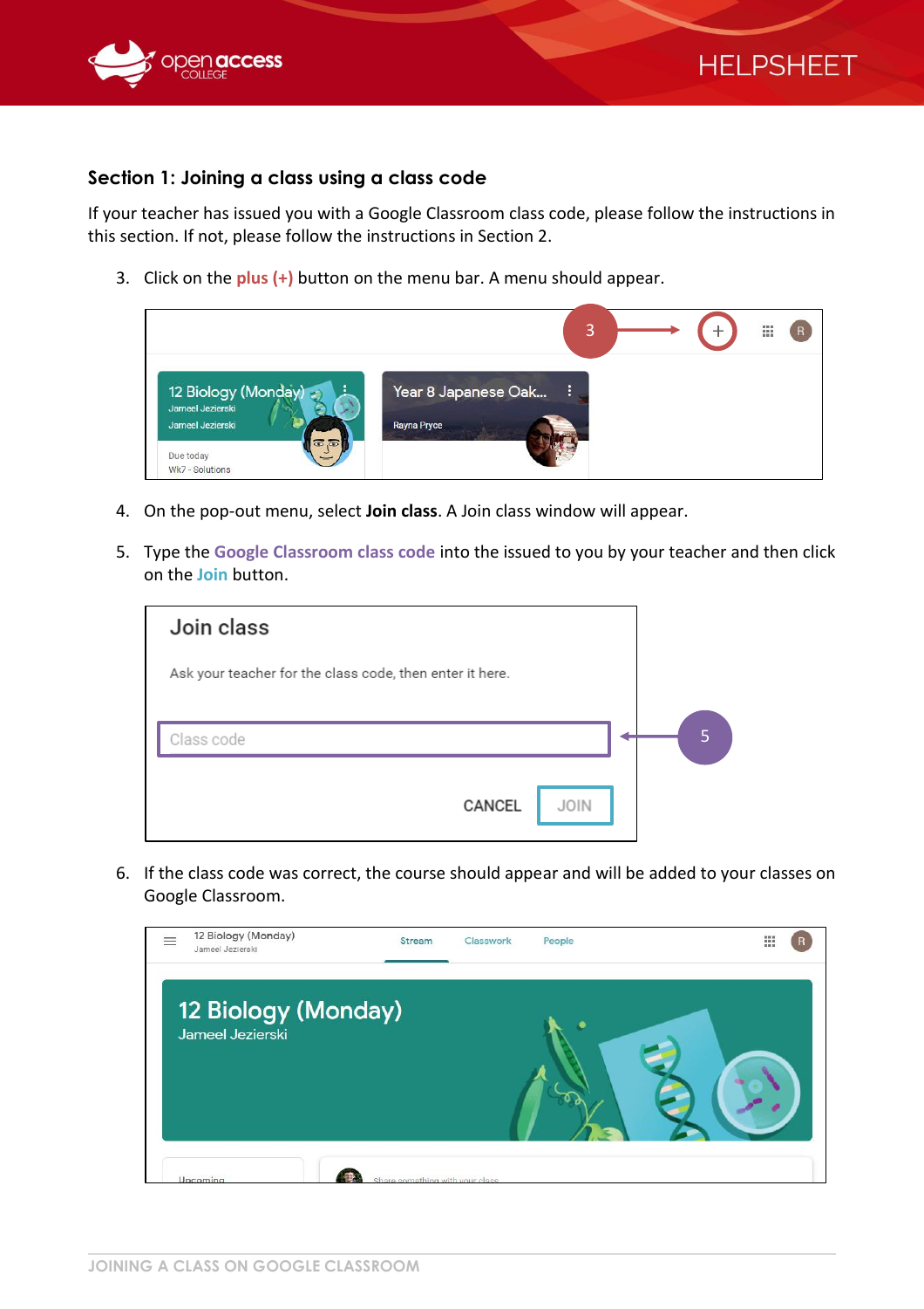## Section 1: Joining a class using a class code

If your teacher has issued you with a Google Classroom class code, please follow the instructions in this section. If not, please follow the instructions in Section 2.

3. Click on the **plus (+)** button on the menu bar. A menu should appear.

4. On the pop-out menu, select **Join class**. A Join class window will appear.

5. Type the **Google Classroom class code** into the issued to you by your teacher and then click on the **Join** button.

6. If the class code was correct, the course should appear and will be added to your classes on Google Classroom.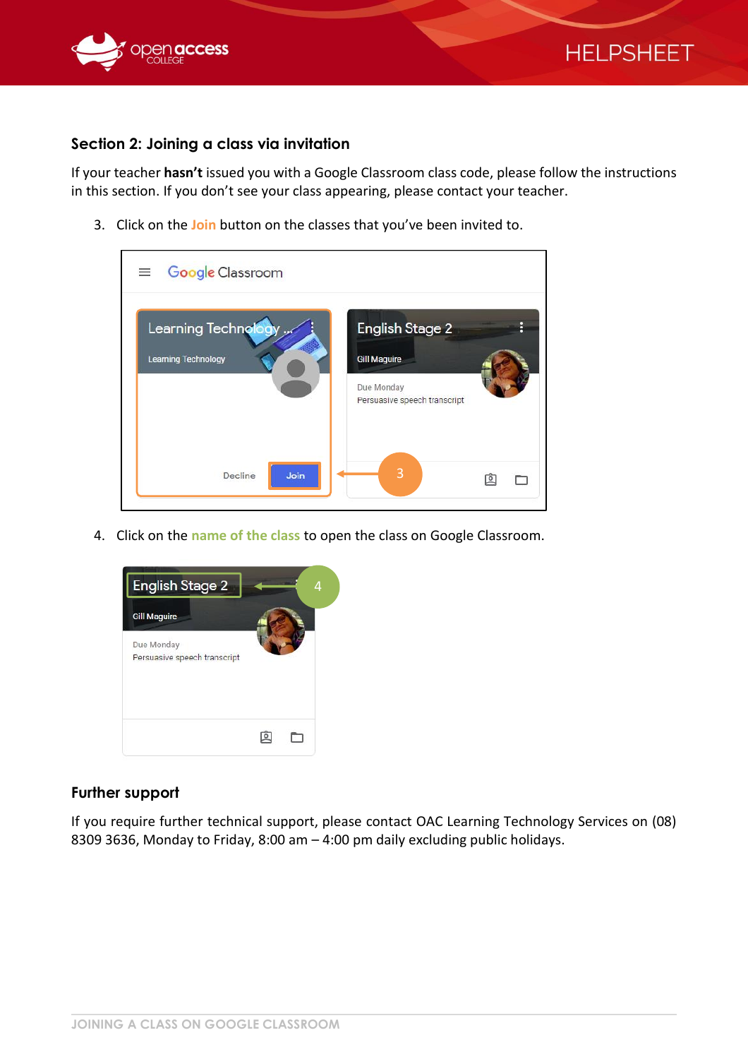## Section 2: Joining a class via invitation

If your teacher **hasn't** issued you with a Google Classroom class code, please follow the instructions in this section. If you don't see your class appearing, please contact your teacher.

3. Click on the Join button on the classes that you've been invited to.

4. Click on the name of the class to open the class on Google Classroom.

## Further support

If you require further technical support, please contact OAC Learning Technology Services on (08) 8309 3636, Monday to Friday, 8:00 am – 4:00 pm daily excluding public holidays.